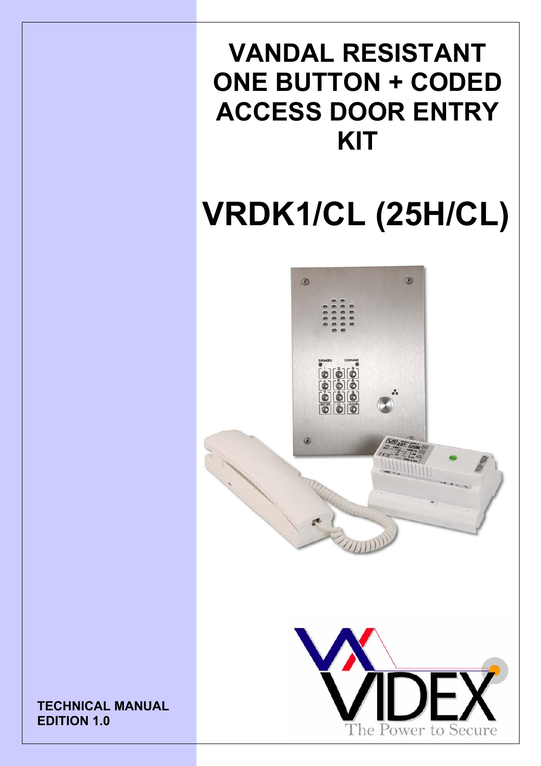# VANDAL RESISTANT ONE BUTTON + CODED ACCESS DOOR ENTRY KIT

# VRDK1/CL (25H/CL)

**TECHNICAL MANUAL**
**EDITION 1.0**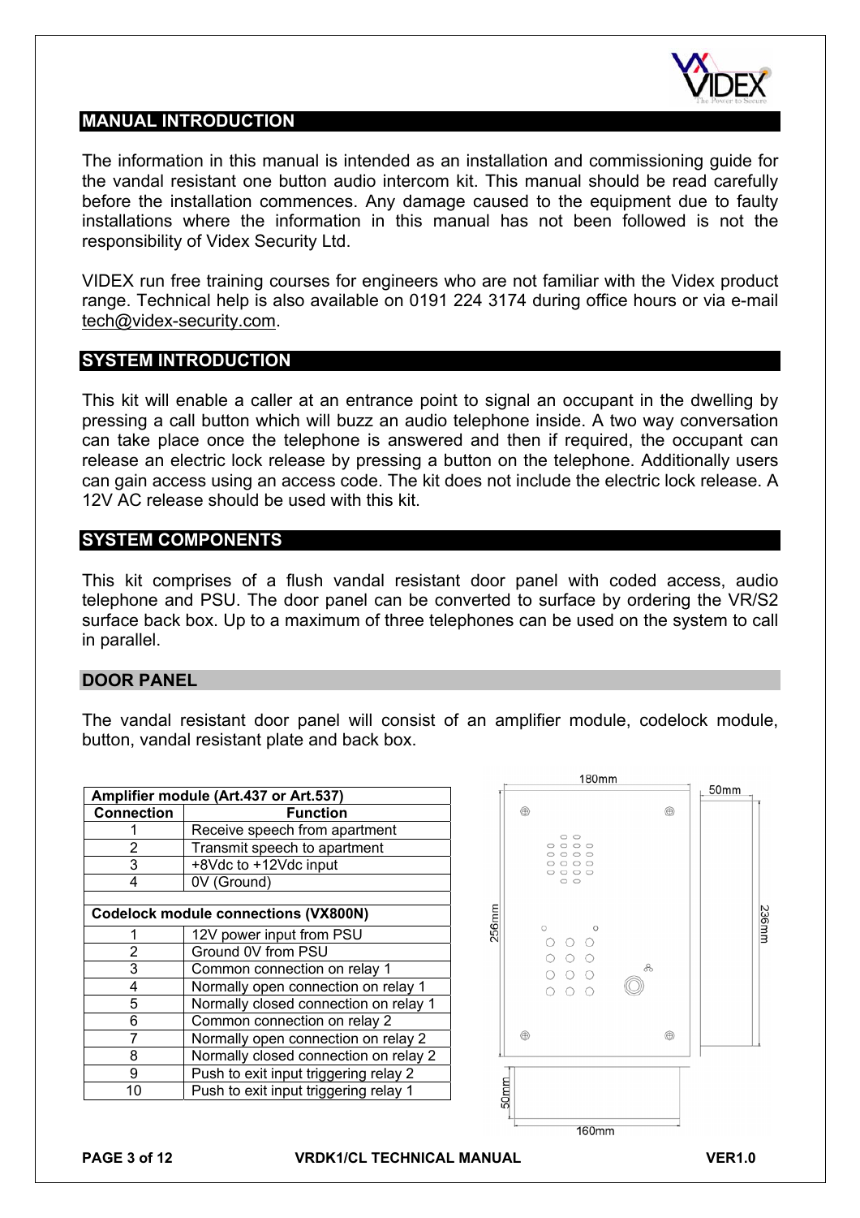## MANUAL INTRODUCTION

The information in this manual is intended as an installation and commissioning guide for the vandal resistant one button audio intercom kit. This manual should be read carefully before the installation commences. Any damage caused to the equipment due to faulty installations where the information in this manual has not been followed is not the responsibility of Videx Security Ltd.

VIDEX run free training courses for engineers who are not familiar with the Videx product range. Technical help is also available on 0191 224 3174 during office hours or via e-mail tech@videx-security.com.

## SYSTEM INTRODUCTION

This kit will enable a caller at an entrance point to signal an occupant in the dwelling by pressing a call button which will buzz an audio telephone inside. A two way conversation can take place once the telephone is answered and then if required, the occupant can release an electric lock release by pressing a button on the telephone. Additionally users can gain access using an access code. The kit does not include the electric lock release. A 12V AC release should be used with this kit.

## SYSTEM COMPONENTS

This kit comprises of a flush vandal resistant door panel with coded access, audio telephone and PSU. The door panel can be converted to surface by ordering the VR/S2 surface back box. Up to a maximum of three telephones can be used on the system to call in parallel.

### DOOR PANEL

The vandal resistant door panel will consist of an amplifier module, codelock module, button, vandal resistant plate and back box.

**Amplifier module (Art.437 or Art.537)**

| Connection | Function |
|---|---|
| 1 | Receive speech from apartment |
| 2 | Transmit speech to apartment |
| 3 | +8Vdc to +12Vdc input |
| 4 | 0V (Ground) |

**Codelock module connections (VX800N)**

| Connection | Function |
|---|---|
| 1 | 12V power input from PSU |
| 2 | Ground 0V from PSU |
| 3 | Common connection on relay 1 |
| 4 | Normally open connection on relay 1 |
| 5 | Normally closed connection on relay 1 |
| 6 | Common connection on relay 2 |
| 7 | Normally open connection on relay 2 |
| 8 | Normally closed connection on relay 2 |
| 9 | Push to exit input triggering relay 2 |
| 10 | Push to exit input triggering relay 1 |

180mm, 50mm, 256mm, 236mm, 50mm, 160mm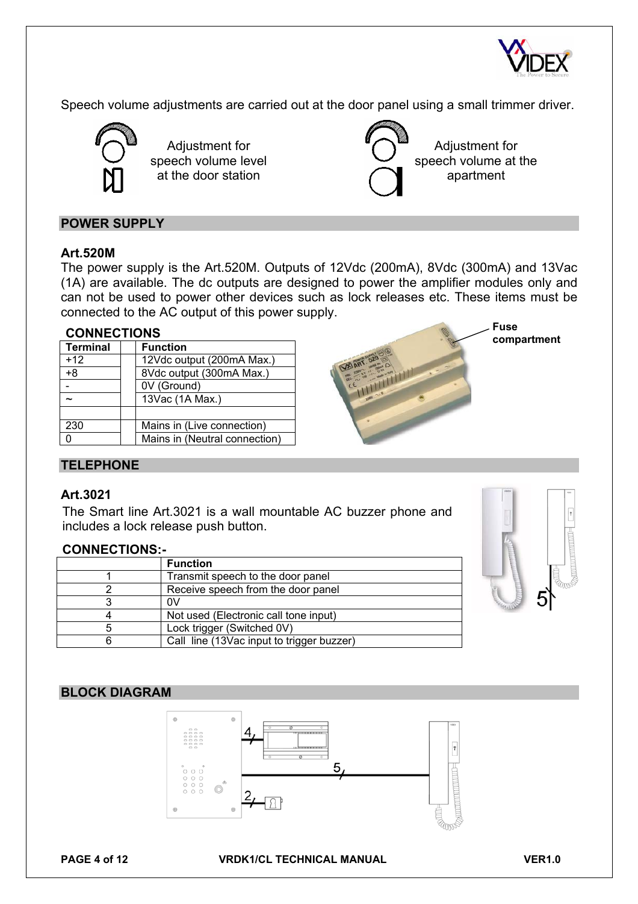Speech volume adjustments are carried out at the door panel using a small trimmer driver.

Adjustment for speech volume level at the door station

Adjustment for speech volume at the apartment

## POWER SUPPLY

### Art.520M

The power supply is the Art.520M. Outputs of 12Vdc (200mA), 8Vdc (300mA) and 13Vac (1A) are available. The dc outputs are designed to power the amplifier modules only and can not be used to power other devices such as lock releases etc. These items must be connected to the AC output of this power supply.

**CONNECTIONS**

| Terminal | | Function |
|---|---|---|
| +12 | | 12Vdc output (200mA Max.) |
| +8 | | 8Vdc output (300mA Max.) |
| - | | 0V (Ground) |
| ~ | | 13Vac (1A Max.) |
| | | |
| 230 | | Mains in (Live connection) |
| 0 | | Mains in (Neutral connection) |

**Fuse compartment**

## TELEPHONE

### Art.3021

The Smart line Art.3021 is a wall mountable AC buzzer phone and includes a lock release push button.

**CONNECTIONS:-**

| | Function |
|---|---|
| 1 | Transmit speech to the door panel |
| 2 | Receive speech from the door panel |
| 3 | 0V |
| 4 | Not used (Electronic call tone input) |
| 5 | Lock trigger (Switched 0V) |
| 6 | Call line (13Vac input to trigger buzzer) |

## BLOCK DIAGRAM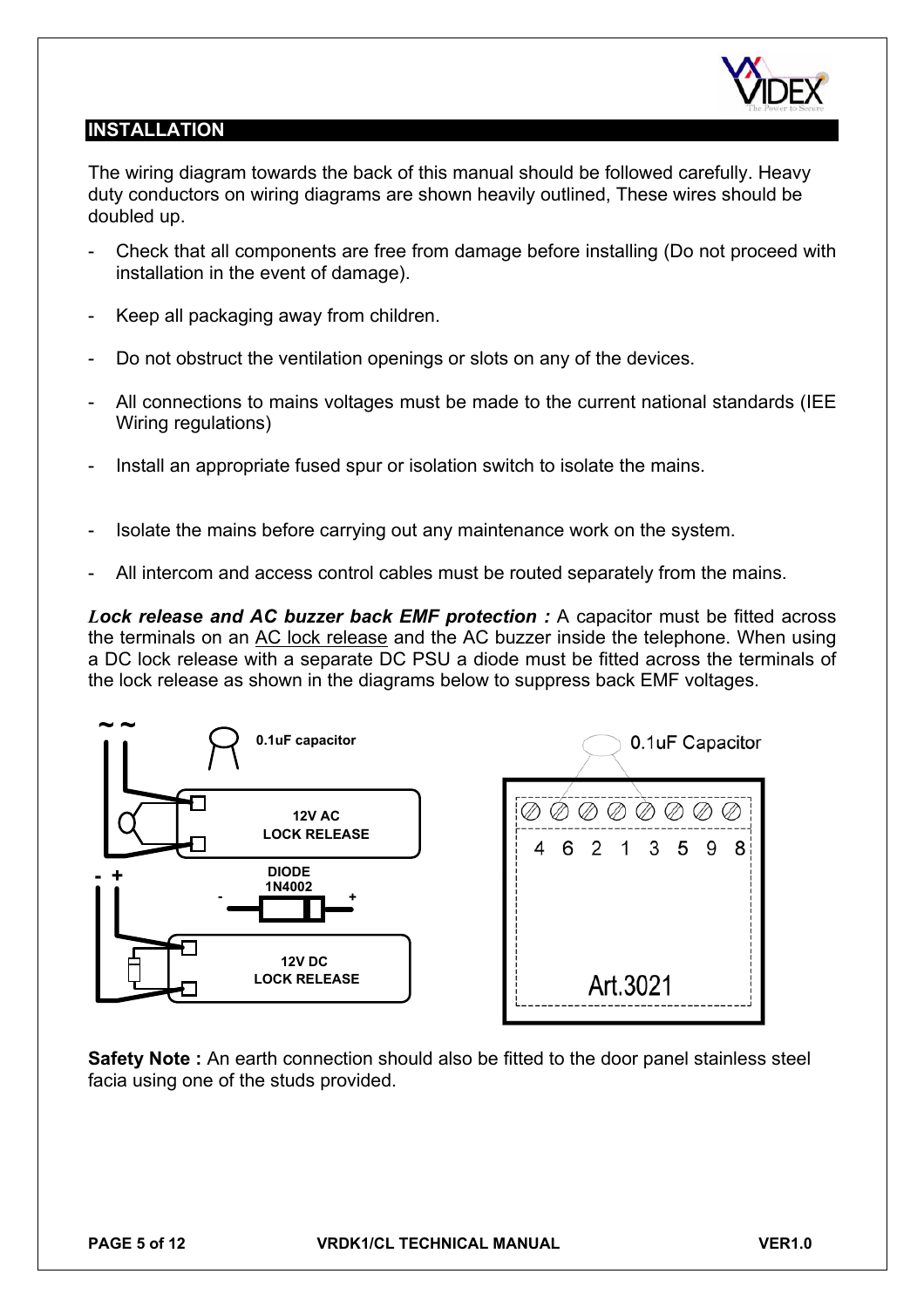## INSTALLATION

The wiring diagram towards the back of this manual should be followed carefully. Heavy duty conductors on wiring diagrams are shown heavily outlined, These wires should be doubled up.

- Check that all components are free from damage before installing (Do not proceed with installation in the event of damage).
- Keep all packaging away from children.
- Do not obstruct the ventilation openings or slots on any of the devices.
- All connections to mains voltages must be made to the current national standards (IEE Wiring regulations)
- Install an appropriate fused spur or isolation switch to isolate the mains.
- Isolate the mains before carrying out any maintenance work on the system.
- All intercom and access control cables must be routed separately from the mains.

***Lock release and AC buzzer back EMF protection :*** A capacitor must be fitted across the terminals on an AC lock release and the AC buzzer inside the telephone. When using a DC lock release with a separate DC PSU a diode must be fitted across the terminals of the lock release as shown in the diagrams below to suppress back EMF voltages.

~ ~ 0.1uF capacitor

12V AC LOCK RELEASE

- + DIODE 1N4002

12V DC LOCK RELEASE

0.1uF Capacitor

4 6 2 1 3 5 9 8

Art.3021

**Safety Note :** An earth connection should also be fitted to the door panel stainless steel facia using one of the studs provided.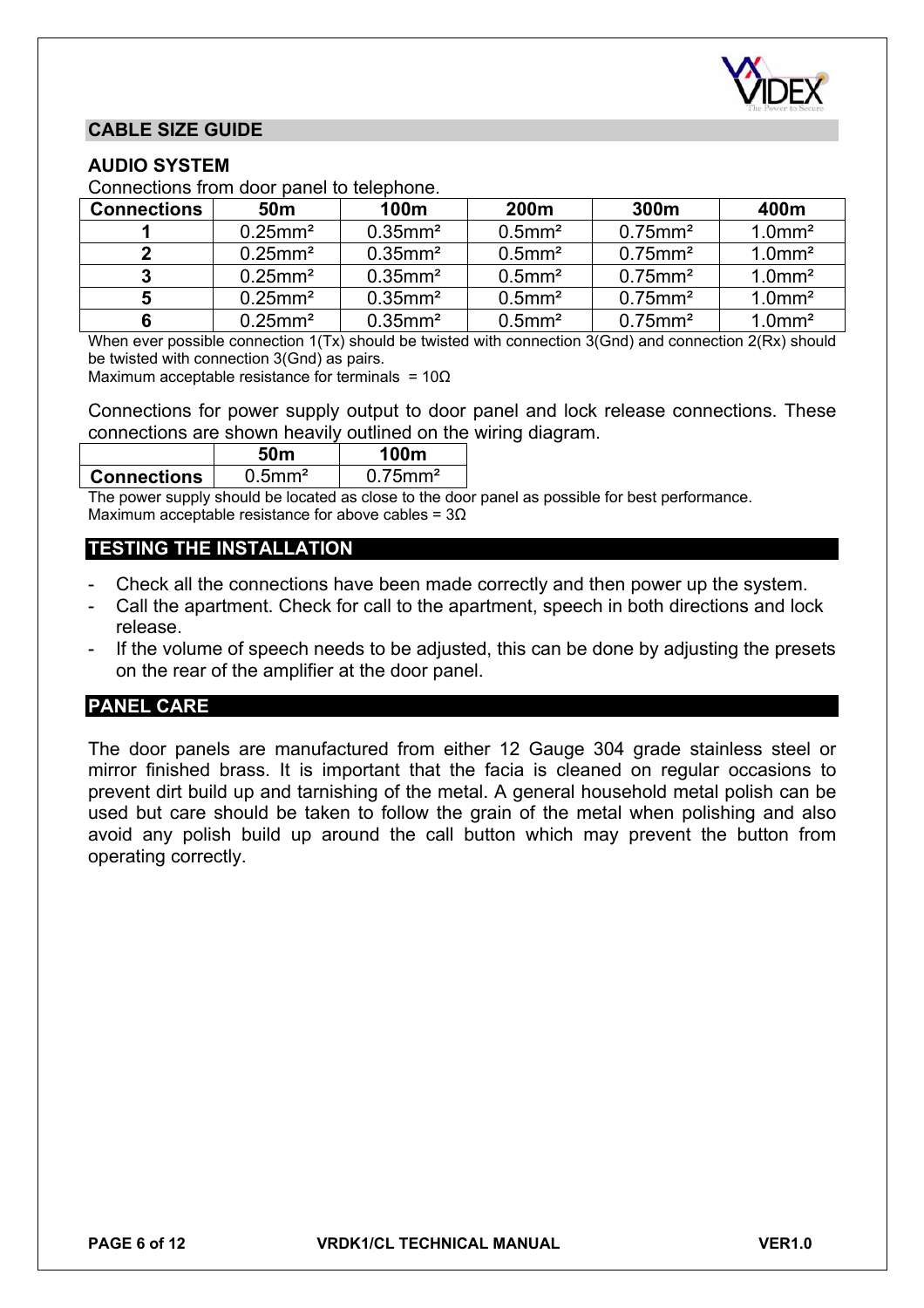## CABLE SIZE GUIDE

### AUDIO SYSTEM

Connections from door panel to telephone.

| Connections | 50m | 100m | 200m | 300m | 400m |
|---|---|---|---|---|---|
| 1 | 0.25mm² | 0.35mm² | 0.5mm² | 0.75mm² | 1.0mm² |
| 2 | 0.25mm² | 0.35mm² | 0.5mm² | 0.75mm² | 1.0mm² |
| 3 | 0.25mm² | 0.35mm² | 0.5mm² | 0.75mm² | 1.0mm² |
| 5 | 0.25mm² | 0.35mm² | 0.5mm² | 0.75mm² | 1.0mm² |
| 6 | 0.25mm² | 0.35mm² | 0.5mm² | 0.75mm² | 1.0mm² |

When ever possible connection 1(Tx) should be twisted with connection 3(Gnd) and connection 2(Rx) should be twisted with connection 3(Gnd) as pairs.
Maximum acceptable resistance for terminals = 10Ω

Connections for power supply output to door panel and lock release connections. These connections are shown heavily outlined on the wiring diagram.

| | 50m | 100m |
|---|---|---|
| Connections | 0.5mm² | 0.75mm² |

The power supply should be located as close to the door panel as possible for best performance.
Maximum acceptable resistance for above cables = 3Ω

## TESTING THE INSTALLATION

- Check all the connections have been made correctly and then power up the system.
- Call the apartment. Check for call to the apartment, speech in both directions and lock release.
- If the volume of speech needs to be adjusted, this can be done by adjusting the presets on the rear of the amplifier at the door panel.

## PANEL CARE

The door panels are manufactured from either 12 Gauge 304 grade stainless steel or mirror finished brass. It is important that the facia is cleaned on regular occasions to prevent dirt build up and tarnishing of the metal. A general household metal polish can be used but care should be taken to follow the grain of the metal when polishing and also avoid any polish build up around the call button which may prevent the button from operating correctly.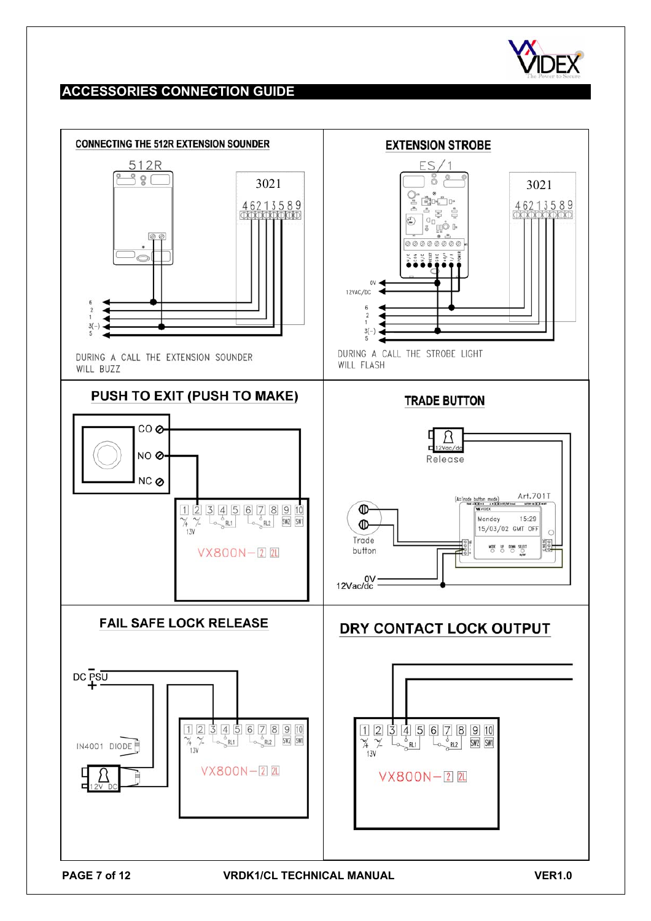# ACCESSORIES CONNECTION GUIDE

## CONNECTING THE 512R EXTENSION SOUNDER

512R

3021

4 6 2 1 3 5 8 9

6
2
1
3(-)
5

DURING A CALL THE EXTENSION SOUNDER WILL BUZZ

## EXTENSION STROBE

ES/1

3021

4 6 2 1 3 5 8 9

0V
12VAC/DC
6
2
1
3(-)
5

DURING A CALL THE STROBE LIGHT WILL FLASH

## PUSH TO EXIT (PUSH TO MAKE)

CO
NO
NC

1 2 3 4 5 6 7 8 9 10
13V RL1 RL2 SW2 SW1

VX800N-2 2L

## TRADE BUTTON

12Vac/dc
Release

(A=Trade button mode) Art.701T

Monday 15:29
15/03/02 GMT OFF

Trade button

0V
12Vac/dc

## FAIL SAFE LOCK RELEASE

DC PSU
-
+

IN4001 DIODE

12V DC

1 2 3 4 5 6 7 8 9 10
13V RL1 RL2 SW2 SW1

VX800N-2 2L

## DRY CONTACT LOCK OUTPUT

1 2 3 4 5 6 7 8 9 10
13V RL1 RL2 SW2 SW1

VX800N-2 2L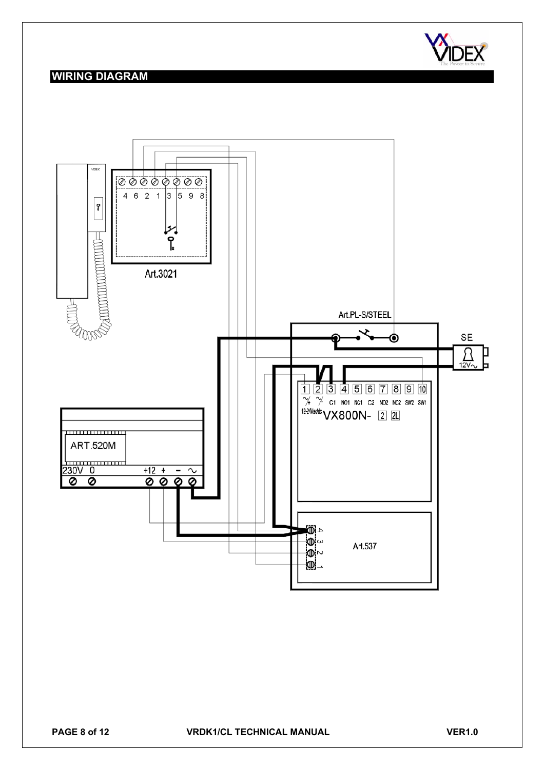## WIRING DIAGRAM

Art.3021

4 6 2 1 3 5 9 8

Art.PL-S/STEEL

SE

12V~

1 2 3 4 5 6 7 8 9 10

C1 NO1 NC1 C2 NO2 NC2 SW2 SW1

12-24Vac/dc VX800N- 2 2L

ART.520M

230V 0 +12 + - ~

Art.537

4 3 2 1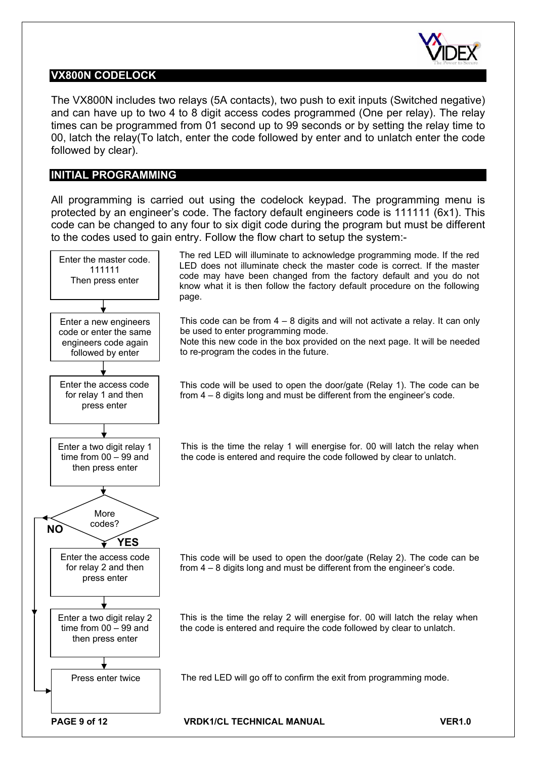## VX800N CODELOCK

The VX800N includes two relays (5A contacts), two push to exit inputs (Switched negative) and can have up to two 4 to 8 digit access codes programmed (One per relay). The relay times can be programmed from 01 second up to 99 seconds or by setting the relay time to 00, latch the relay(To latch, enter the code followed by enter and to unlatch enter the code followed by clear).

## INITIAL PROGRAMMING

All programming is carried out using the codelock keypad. The programming menu is protected by an engineer's code. The factory default engineers code is 111111 (6x1). This code can be changed to any four to six digit code during the program but must be different to the codes used to gain entry. Follow the flow chart to setup the system:-

| Step | Description |
|---|---|
| Enter the master code. 111111 Then press enter | The red LED will illuminate to acknowledge programming mode. If the red LED does not illuminate check the master code is correct. If the master code may have been changed from the factory default and you do not know what it is then follow the factory default procedure on the following page. |
| Enter a new engineers code or enter the same engineers code again followed by enter | This code can be from 4 – 8 digits and will not activate a relay. It can only be used to enter programming mode. Note this new code in the box provided on the next page. It will be needed to re-program the codes in the future. |
| Enter the access code for relay 1 and then press enter | This code will be used to open the door/gate (Relay 1). The code can be from 4 – 8 digits long and must be different from the engineer's code. |
| Enter a two digit relay 1 time from 00 – 99 and then press enter | This is the time the relay 1 will energise for. 00 will latch the relay when the code is entered and require the code followed by clear to unlatch. |
| More codes? (NO: go to "Press enter twice"; YES: continue) | |
| Enter the access code for relay 2 and then press enter | This code will be used to open the door/gate (Relay 2). The code can be from 4 – 8 digits long and must be different from the engineer's code. |
| Enter a two digit relay 2 time from 00 – 99 and then press enter | This is the time the relay 2 will energise for. 00 will latch the relay when the code is entered and require the code followed by clear to unlatch. |
| Press enter twice | The red LED will go off to confirm the exit from programming mode. |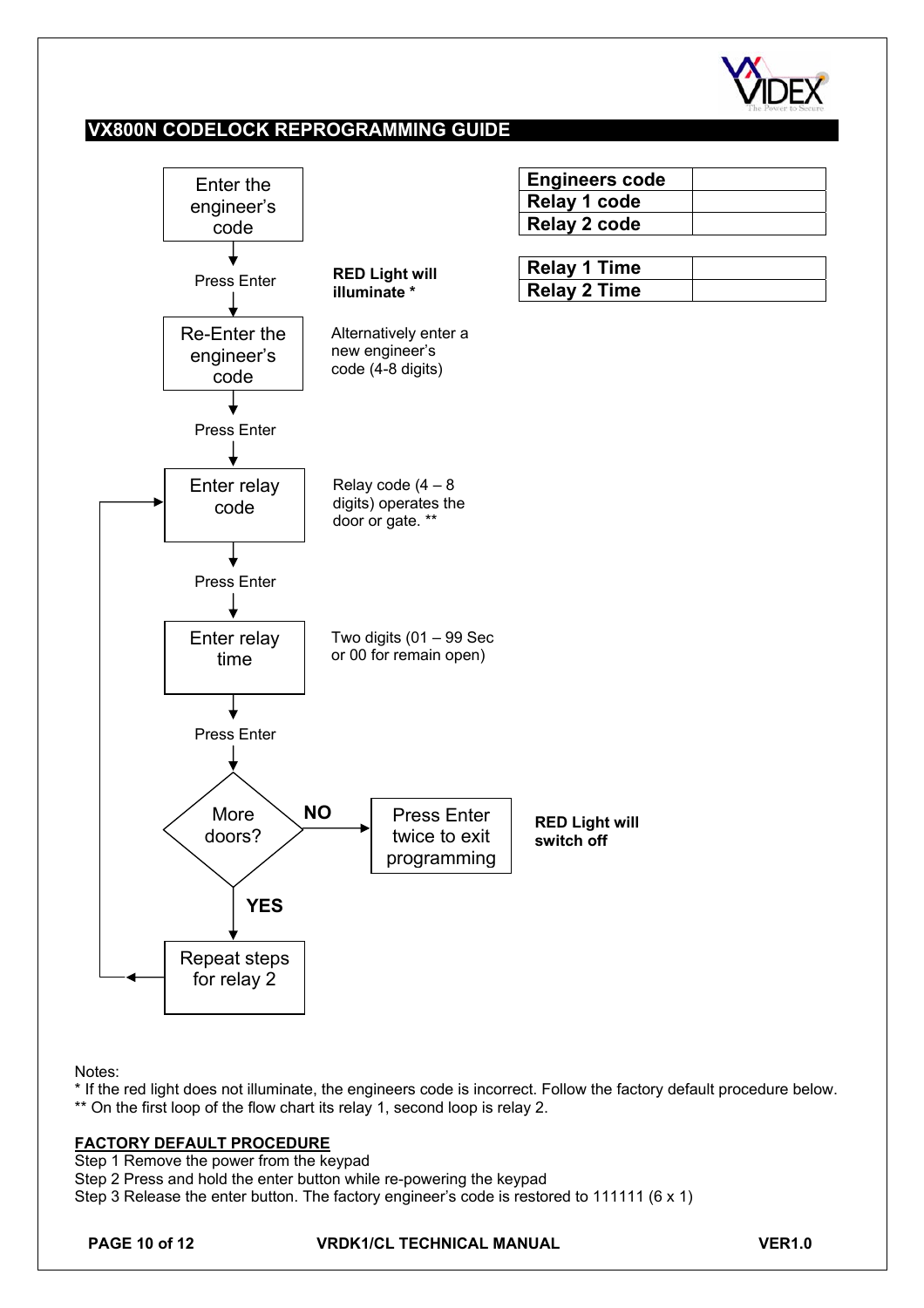## VX800N CODELOCK REPROGRAMMING GUIDE

| Engineers code | |
|---|---|
| Relay 1 code | |
| Relay 2 code | |

| Relay 1 Time | |
|---|---|
| Relay 2 Time | |

1. **Enter the engineer's code**
   - Press Enter — **RED Light will illuminate ***
2. **Re-Enter the engineer's code** — Alternatively enter a new engineer's code (4-8 digits)
   - Press Enter
3. **Enter relay code** — Relay code (4 – 8 digits) operates the door or gate. **
   - Press Enter
4. **Enter relay time** — Two digits (01 – 99 Sec or 00 for remain open)
   - Press Enter
5. **More doors?**
   - NO → **Press Enter twice to exit programming** — **RED Light will switch off**
   - YES → **Repeat steps for relay 2** (return to "Enter relay code")

Notes:
* If the red light does not illuminate, the engineers code is incorrect. Follow the factory default procedure below.
** On the first loop of the flow chart its relay 1, second loop is relay 2.

### FACTORY DEFAULT PROCEDURE

Step 1 Remove the power from the keypad
Step 2 Press and hold the enter button while re-powering the keypad
Step 3 Release the enter button. The factory engineer's code is restored to 111111 (6 x 1)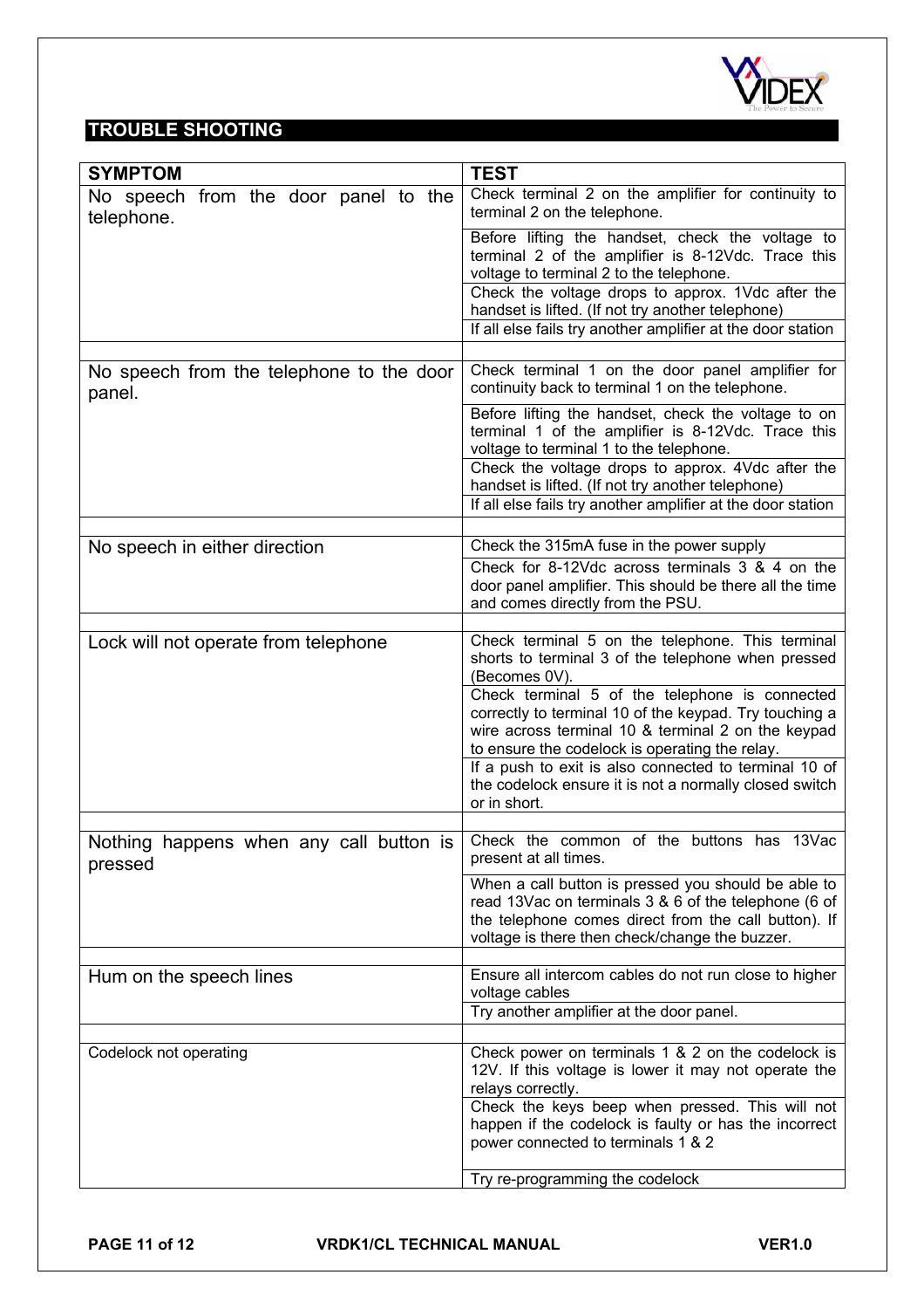## TROUBLE SHOOTING

| SYMPTOM | TEST |
|---|---|
| No speech from the door panel to the telephone. | Check terminal 2 on the amplifier for continuity to terminal 2 on the telephone. |
| | Before lifting the handset, check the voltage to terminal 2 of the amplifier is 8-12Vdc. Trace this voltage to terminal 2 to the telephone. |
| | Check the voltage drops to approx. 1Vdc after the handset is lifted. (If not try another telephone) |
| | If all else fails try another amplifier at the door station |
| | |
| No speech from the telephone to the door panel. | Check terminal 1 on the door panel amplifier for continuity back to terminal 1 on the telephone. |
| | Before lifting the handset, check the voltage to on terminal 1 of the amplifier is 8-12Vdc. Trace this voltage to terminal 1 to the telephone. |
| | Check the voltage drops to approx. 4Vdc after the handset is lifted. (If not try another telephone) |
| | If all else fails try another amplifier at the door station |
| | |
| No speech in either direction | Check the 315mA fuse in the power supply |
| | Check for 8-12Vdc across terminals 3 & 4 on the door panel amplifier. This should be there all the time and comes directly from the PSU. |
| | |
| Lock will not operate from telephone | Check terminal 5 on the telephone. This terminal shorts to terminal 3 of the telephone when pressed (Becomes 0V). |
| | Check terminal 5 of the telephone is connected correctly to terminal 10 of the keypad. Try touching a wire across terminal 10 & terminal 2 on the keypad to ensure the codelock is operating the relay. |
| | If a push to exit is also connected to terminal 10 of the codelock ensure it is not a normally closed switch or in short. |
| | |
| Nothing happens when any call button is pressed | Check the common of the buttons has 13Vac present at all times. |
| | When a call button is pressed you should be able to read 13Vac on terminals 3 & 6 of the telephone (6 of the telephone comes direct from the call button). If voltage is there then check/change the buzzer. |
| | |
| Hum on the speech lines | Ensure all intercom cables do not run close to higher voltage cables |
| | Try another amplifier at the door panel. |
| | |
| Codelock not operating | Check power on terminals 1 & 2 on the codelock is 12V. If this voltage is lower it may not operate the relays correctly. |
| | Check the keys beep when pressed. This will not happen if the codelock is faulty or has the incorrect power connected to terminals 1 & 2 |
| | Try re-programming the codelock |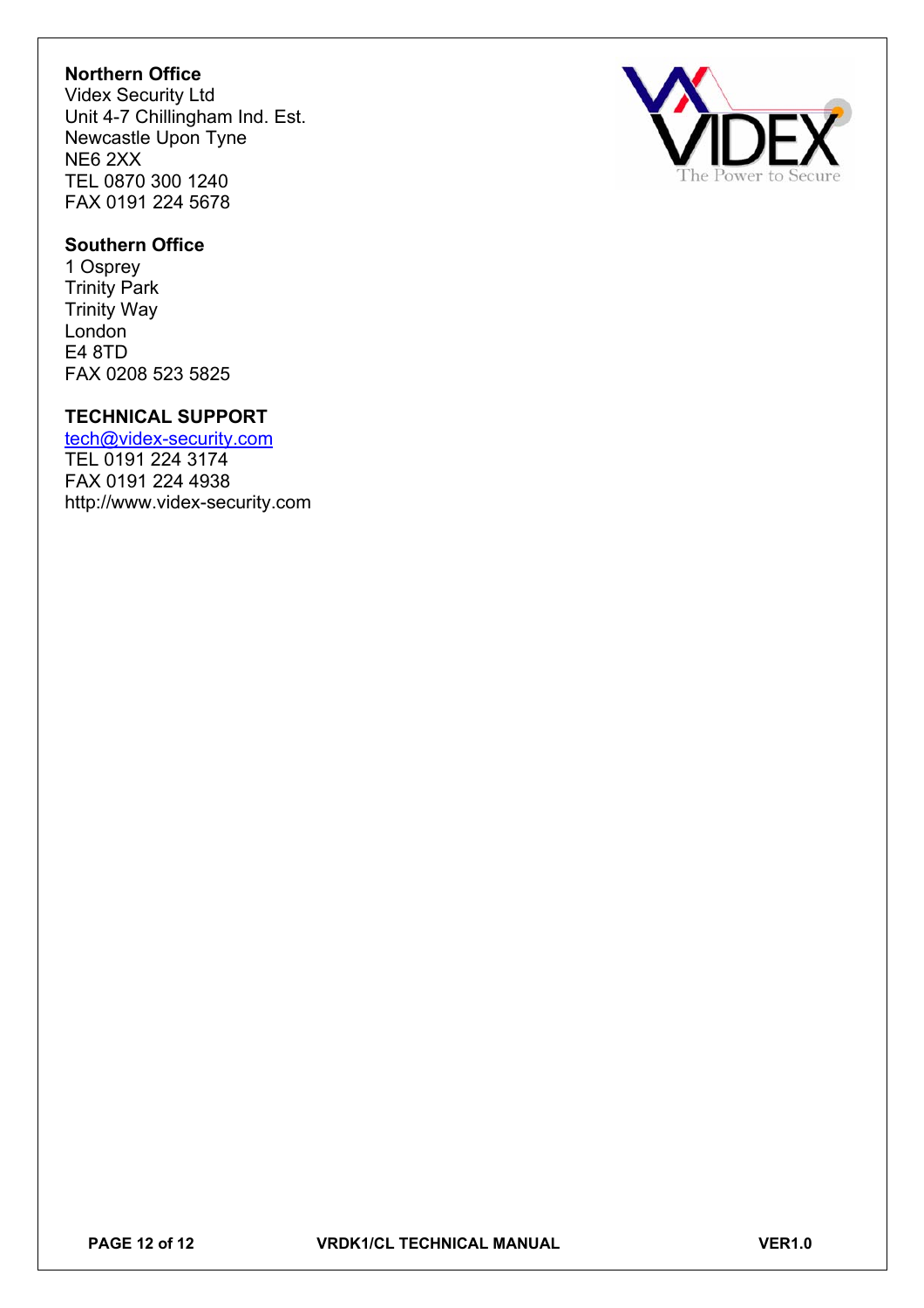**Northern Office**
Videx Security Ltd
Unit 4-7 Chillingham Ind. Est.
Newcastle Upon Tyne
NE6 2XX
TEL 0870 300 1240
FAX 0191 224 5678

**Southern Office**
1 Osprey
Trinity Park
Trinity Way
London
E4 8TD
FAX 0208 523 5825

**TECHNICAL SUPPORT**
tech@videx-security.com
TEL 0191 224 3174
FAX 0191 224 4938
http://www.videx-security.com